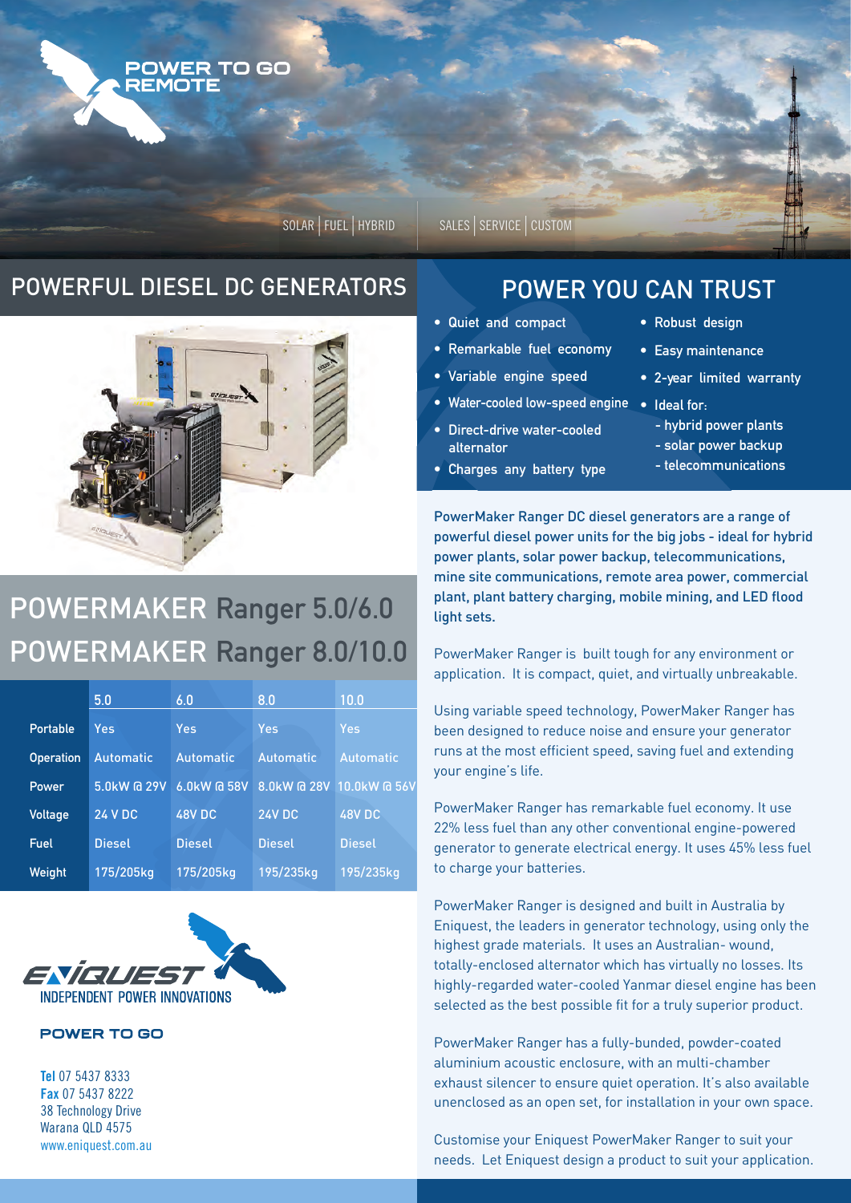POWER TO GO REMOTE

SOLAR | FUEL | HYBRID

SALES | SERVICE | CUSTOM

## POWERFUL DIESEL DC GENERATORS

# POWERMAKER Ranger 5.0/6.0
# POWERMAKER Ranger 8.0/10.0

| | 5.0 | 6.0 | 8.0 | 10.0 |
|---|---|---|---|---|
| Portable | Yes | Yes | Yes | Yes |
| Operation | Automatic | Automatic | Automatic | Automatic |
| Power | 5.0kW @ 29V | 6.0kW @ 58V | 8.0kW @ 28V | 10.0kW @ 56V |
| Voltage | 24 V DC | 48V DC | 24V DC | 48V DC |
| Fuel | Diesel | Diesel | Diesel | Diesel |
| Weight | 175/205kg | 175/205kg | 195/235kg | 195/235kg |

ENIQUEST
INDEPENDENT POWER INNOVATIONS

**POWER TO GO**

**Tel** 07 5437 8333
**Fax** 07 5437 8222
38 Technology Drive
Warana QLD 4575
www.eniquest.com.au

## POWER YOU CAN TRUST

- Quiet and compact
- Remarkable fuel economy
- Variable engine speed
- Water-cooled low-speed engine
- Direct-drive water-cooled alternator
- Charges any battery type
- Robust design
- Easy maintenance
- 2-year limited warranty
- Ideal for:
  - hybrid power plants
  - solar power backup
  - telecommunications

PowerMaker Ranger DC diesel generators are a range of powerful diesel power units for the big jobs - ideal for hybrid power plants, solar power backup, telecommunications, mine site communications, remote area power, commercial plant, plant battery charging, mobile mining, and LED flood light sets.

PowerMaker Ranger is built tough for any environment or application. It is compact, quiet, and virtually unbreakable.

Using variable speed technology, PowerMaker Ranger has been designed to reduce noise and ensure your generator runs at the most efficient speed, saving fuel and extending your engine's life.

PowerMaker Ranger has remarkable fuel economy. It use 22% less fuel than any other conventional engine-powered generator to generate electrical energy. It uses 45% less fuel to charge your batteries.

PowerMaker Ranger is designed and built in Australia by Eniquest, the leaders in generator technology, using only the highest grade materials. It uses an Australian- wound, totally-enclosed alternator which has virtually no losses. Its highly-regarded water-cooled Yanmar diesel engine has been selected as the best possible fit for a truly superior product.

PowerMaker Ranger has a fully-bunded, powder-coated aluminium acoustic enclosure, with an multi-chamber exhaust silencer to ensure quiet operation. It's also available unenclosed as an open set, for installation in your own space.

Customise your Eniquest PowerMaker Ranger to suit your needs. Let Eniquest design a product to suit your application.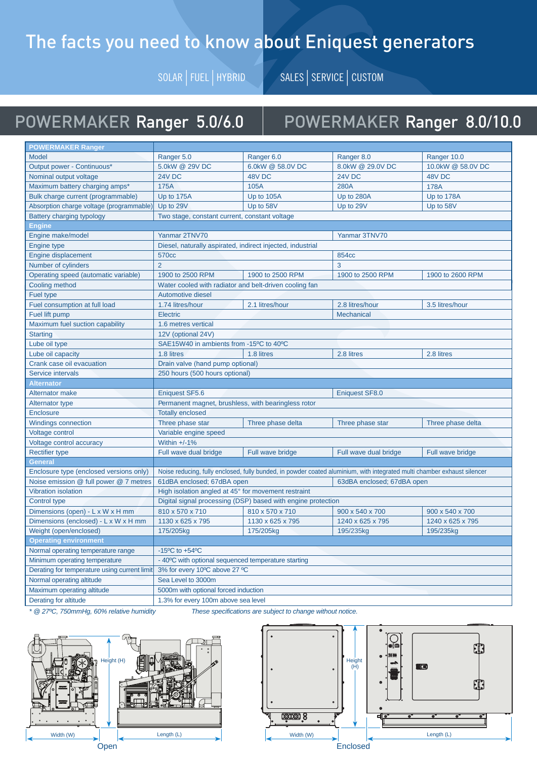# The facts you need to know about Eniquest generators

SOLAR | FUEL | HYBRID    SALES | SERVICE | CUSTOM

## POWERMAKER Ranger 5.0/6.0

## POWERMAKER Ranger 8.0/10.0

| POWERMAKER Ranger | | | | |
|---|---|---|---|---|
| Model | Ranger 5.0 | Ranger 6.0 | Ranger 8.0 | Ranger 10.0 |
| Output power - Continuous* | 5.0kW @ 29V DC | 6.0kW @ 58.0V DC | 8.0kW @ 29.0V DC | 10.0kW @ 58.0V DC |
| Nominal output voltage | 24V DC | 48V DC | 24V DC | 48V DC |
| Maximum battery charging amps* | 175A | 105A | 280A | 178A |
| Bulk charge current (programmable) | Up to 175A | Up to 105A | Up to 280A | Up to 178A |
| Absorption charge voltage (programmable) | Up to 29V | Up to 58V | Up to 29V | Up to 58V |
| Battery charging typology | Two stage, constant current, constant voltage | | | |
| **Engine** | | | | |
| Engine make/model | Yanmar 2TNV70 | | Yanmar 3TNV70 | |
| Engine type | Diesel, naturally aspirated, indirect injected, industrial | | | |
| Engine displacement | 570cc | | 854cc | |
| Number of cylinders | 2 | | 3 | |
| Operating speed (automatic variable) | 1900 to 2500 RPM | 1900 to 2500 RPM | 1900 to 2500 RPM | 1900 to 2600 RPM |
| Cooling method | Water cooled with radiator and belt-driven cooling fan | | | |
| Fuel type | Automotive diesel | | | |
| Fuel consumption at full load | 1.74 litres/hour | 2.1 litres/hour | 2.8 litres/hour | 3.5 litres/hour |
| Fuel lift pump | Electric | | Mechanical | |
| Maximum fuel suction capability | 1.6 metres vertical | | | |
| Starting | 12V (optional 24V) | | | |
| Lube oil type | SAE15W40 in ambients from -15ºC to 40ºC | | | |
| Lube oil capacity | 1.8 litres | 1.8 litres | 2.8 litres | 2.8 litres |
| Crank case oil evacuation | Drain valve (hand pump optional) | | | |
| Service intervals | 250 hours (500 hours optional) | | | |
| **Alternator** | | | | |
| Alternator make | Eniquest SF5.6 | | Eniquest SF8.0 | |
| Alternator type | Permanent magnet, brushless, with bearingless rotor | | | |
| Enclosure | Totally enclosed | | | |
| Windings connection | Three phase star | Three phase delta | Three phase star | Three phase delta |
| Voltage control | Variable engine speed | | | |
| Voltage control accuracy | Within +/-1% | | | |
| Rectifier type | Full wave dual bridge | Full wave bridge | Full wave dual bridge | Full wave bridge |
| **General** | | | | |
| Enclosure type (enclosed versions only) | Noise reducing, fully enclosed, fully bunded, in powder coated aluminium, with integrated multi chamber exhaust silencer | | | |
| Noise emission @ full power @ 7 metres | 61dBA enclosed; 67dBA open | | 63dBA enclosed; 67dBA open | |
| Vibration isolation | High isolation angled at 45° for movement restraint | | | |
| Control type | Digital signal processing (DSP) based with engine protection | | | |
| Dimensions (open) - L x W x H mm | 810 x 570 x 710 | 810 x 570 x 710 | 900 x 540 x 700 | 900 x 540 x 700 |
| Dimensions (enclosed) - L x W x H mm | 1130 x 625 x 795 | 1130 x 625 x 795 | 1240 x 625 x 795 | 1240 x 625 x 795 |
| Weight (open/enclosed) | 175/205kg | 175/205kg | 195/235kg | 195/235kg |
| **Operating environment** | | | | |
| Normal operating temperature range | -15ºC to +54ºC | | | |
| Minimum operating temperature | - 40ºC with optional sequenced temperature starting | | | |
| Derating for temperature using current limit | 3% for every 10ºC above 27 ºC | | | |
| Normal operating altitude | Sea Level to 3000m | | | |
| Maximum operating altitude | 5000m with optional forced induction | | | |
| Derating for altitude | 1.3% for every 100m above sea level | | | |

*\* @ 27ºC, 750mmHg, 60% relative humidity*  *These specifications are subject to change without notice.*

Height (H)
Width (W)
Length (L)
Open

Height (H)
Width (W)
Length (L)
Enclosed